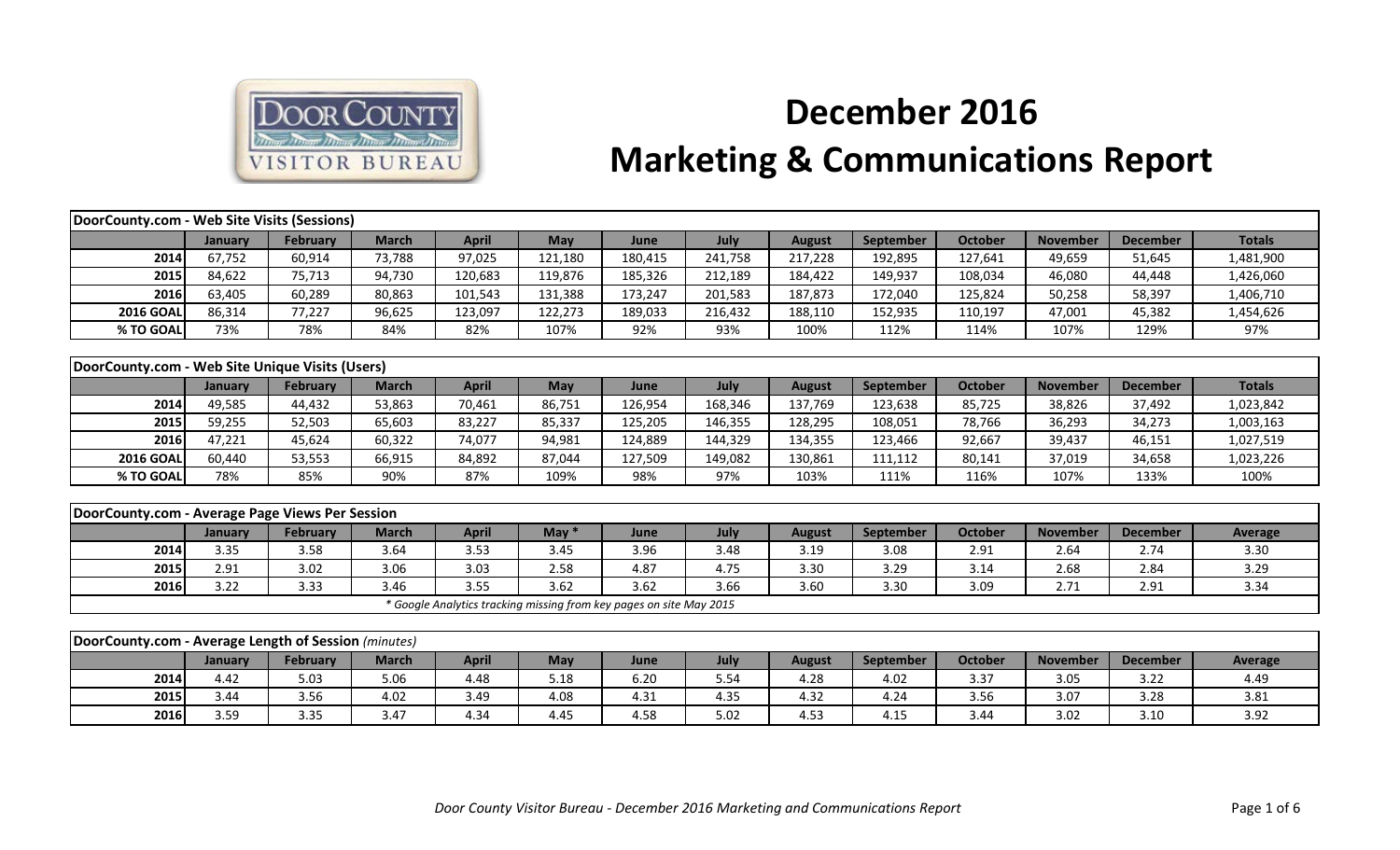# December 2016

# Marketing & Communications Report

| DoorCounty.com - Web Site Visits (Sessions) | | | | | | | | | | | | | |
|---|---|---|---|---|---|---|---|---|---|---|---|---|---|
| | January | February | March | April | May | June | July | August | September | October | November | December | Totals |
| 2014 | 67,752 | 60,914 | 73,788 | 97,025 | 121,180 | 180,415 | 241,758 | 217,228 | 192,895 | 127,641 | 49,659 | 51,645 | 1,481,900 |
| 2015 | 84,622 | 75,713 | 94,730 | 120,683 | 119,876 | 185,326 | 212,189 | 184,422 | 149,937 | 108,034 | 46,080 | 44,448 | 1,426,060 |
| 2016 | 63,405 | 60,289 | 80,863 | 101,543 | 131,388 | 173,247 | 201,583 | 187,873 | 172,040 | 125,824 | 50,258 | 58,397 | 1,406,710 |
| 2016 GOAL | 86,314 | 77,227 | 96,625 | 123,097 | 122,273 | 189,033 | 216,432 | 188,110 | 152,935 | 110,197 | 47,001 | 45,382 | 1,454,626 |
| % TO GOAL | 73% | 78% | 84% | 82% | 107% | 92% | 93% | 100% | 112% | 114% | 107% | 129% | 97% |

| DoorCounty.com - Web Site Unique Visits (Users) | | | | | | | | | | | | | |
|---|---|---|---|---|---|---|---|---|---|---|---|---|---|
| | January | February | March | April | May | June | July | August | September | October | November | December | Totals |
| 2014 | 49,585 | 44,432 | 53,863 | 70,461 | 86,751 | 126,954 | 168,346 | 137,769 | 123,638 | 85,725 | 38,826 | 37,492 | 1,023,842 |
| 2015 | 59,255 | 52,503 | 65,603 | 83,227 | 85,337 | 125,205 | 146,355 | 128,295 | 108,051 | 78,766 | 36,293 | 34,273 | 1,003,163 |
| 2016 | 47,221 | 45,624 | 60,322 | 74,077 | 94,981 | 124,889 | 144,329 | 134,355 | 123,466 | 92,667 | 39,437 | 46,151 | 1,027,519 |
| 2016 GOAL | 60,440 | 53,553 | 66,915 | 84,892 | 87,044 | 127,509 | 149,082 | 130,861 | 111,112 | 80,141 | 37,019 | 34,658 | 1,023,226 |
| % TO GOAL | 78% | 85% | 90% | 87% | 109% | 98% | 97% | 103% | 111% | 116% | 107% | 133% | 100% |

| DoorCounty.com - Average Page Views Per Session | | | | | | | | | | | | | |
|---|---|---|---|---|---|---|---|---|---|---|---|---|---|
| | January | February | March | April | May * | June | July | August | September | October | November | December | Average |
| 2014 | 3.35 | 3.58 | 3.64 | 3.53 | 3.45 | 3.96 | 3.48 | 3.19 | 3.08 | 2.91 | 2.64 | 2.74 | 3.30 |
| 2015 | 2.91 | 3.02 | 3.06 | 3.03 | 2.58 | 4.87 | 4.75 | 3.30 | 3.29 | 3.14 | 2.68 | 2.84 | 3.29 |
| 2016 | 3.22 | 3.33 | 3.46 | 3.55 | 3.62 | 3.62 | 3.66 | 3.60 | 3.30 | 3.09 | 2.71 | 2.91 | 3.34 |

*\* Google Analytics tracking missing from key pages on site May 2015*

| DoorCounty.com - Average Length of Session *(minutes)* | | | | | | | | | | | | | |
|---|---|---|---|---|---|---|---|---|---|---|---|---|---|
| | January | February | March | April | May | June | July | August | September | October | November | December | Average |
| 2014 | 4.42 | 5.03 | 5.06 | 4.48 | 5.18 | 6.20 | 5.54 | 4.28 | 4.02 | 3.37 | 3.05 | 3.22 | 4.49 |
| 2015 | 3.44 | 3.56 | 4.02 | 3.49 | 4.08 | 4.31 | 4.35 | 4.32 | 4.24 | 3.56 | 3.07 | 3.28 | 3.81 |
| 2016 | 3.59 | 3.35 | 3.47 | 4.34 | 4.45 | 4.58 | 5.02 | 4.53 | 4.15 | 3.44 | 3.02 | 3.10 | 3.92 |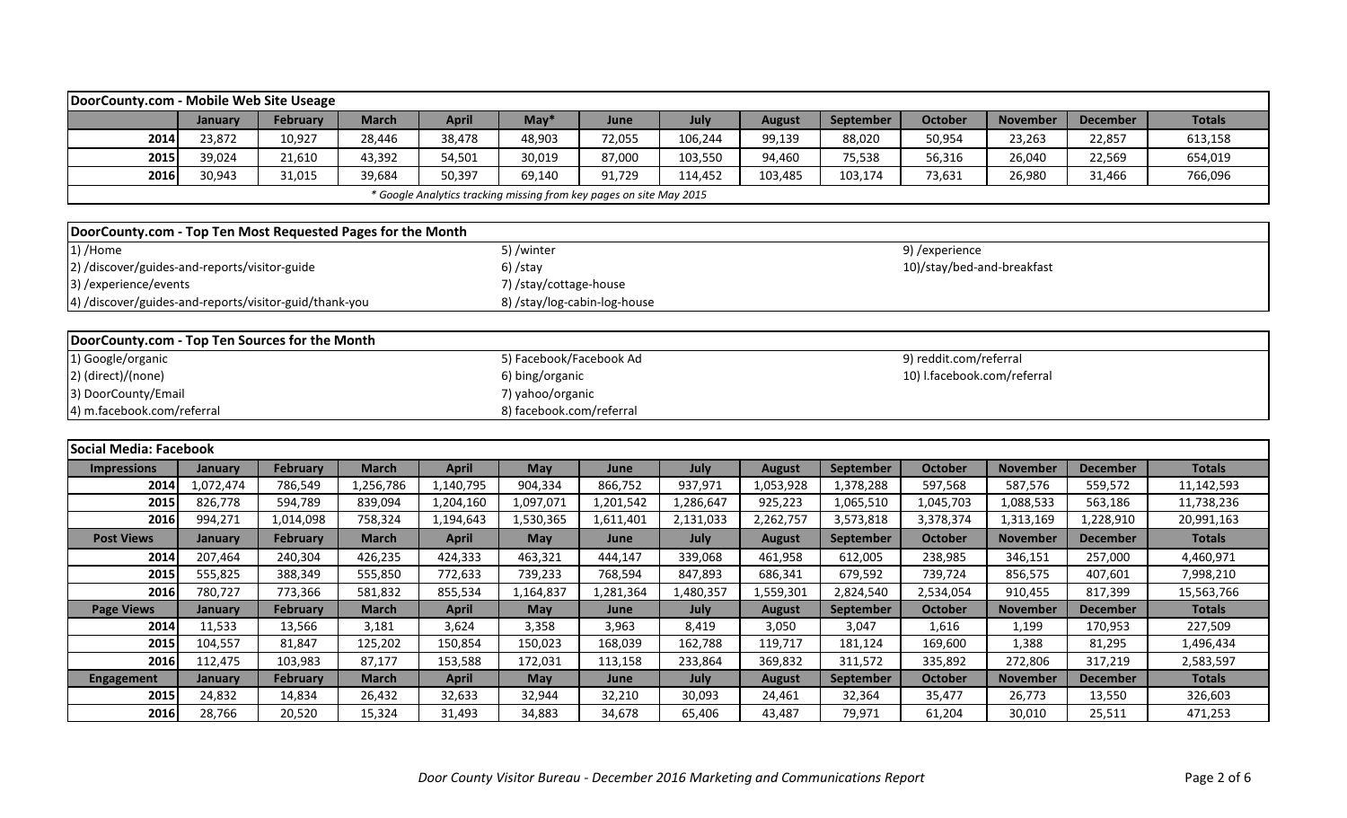## DoorCounty.com - Mobile Web Site Useage

| | January | February | March | April | May* | June | July | August | September | October | November | December | Totals |
|---|---|---|---|---|---|---|---|---|---|---|---|---|---|
| 2014 | 23,872 | 10,927 | 28,446 | 38,478 | 48,903 | 72,055 | 106,244 | 99,139 | 88,020 | 50,954 | 23,263 | 22,857 | 613,158 |
| 2015 | 39,024 | 21,610 | 43,392 | 54,501 | 30,019 | 87,000 | 103,550 | 94,460 | 75,538 | 56,316 | 26,040 | 22,569 | 654,019 |
| 2016 | 30,943 | 31,015 | 39,684 | 50,397 | 69,140 | 91,729 | 114,452 | 103,485 | 103,174 | 73,631 | 26,980 | 31,466 | 766,096 |

*\* Google Analytics tracking missing from key pages on site May 2015*

## DoorCounty.com - Top Ten Most Requested Pages for the Month

1) /Home
2) /discover/guides-and-reports/visitor-guide
3) /experience/events
4) /discover/guides-and-reports/visitor-guid/thank-you
5) /winter
6) /stay
7) /stay/cottage-house
8) /stay/log-cabin-log-house
9) /experience
10) /stay/bed-and-breakfast

## DoorCounty.com - Top Ten Sources for the Month

1) Google/organic
2) (direct)/(none)
3) DoorCounty/Email
4) m.facebook.com/referral
5) Facebook/Facebook Ad
6) bing/organic
7) yahoo/organic
8) facebook.com/referral
9) reddit.com/referral
10) l.facebook.com/referral

## Social Media: Facebook

| Impressions | January | February | March | April | May | June | July | August | September | October | November | December | Totals |
|---|---|---|---|---|---|---|---|---|---|---|---|---|---|
| 2014 | 1,072,474 | 786,549 | 1,256,786 | 1,140,795 | 904,334 | 866,752 | 937,971 | 1,053,928 | 1,378,288 | 597,568 | 587,576 | 559,572 | 11,142,593 |
| 2015 | 826,778 | 594,789 | 839,094 | 1,204,160 | 1,097,071 | 1,201,542 | 1,286,647 | 925,223 | 1,065,510 | 1,045,703 | 1,088,533 | 563,186 | 11,738,236 |
| 2016 | 994,271 | 1,014,098 | 758,324 | 1,194,643 | 1,530,365 | 1,611,401 | 2,131,033 | 2,262,757 | 3,573,818 | 3,378,374 | 1,313,169 | 1,228,910 | 20,991,163 |
| **Post Views** | **January** | **February** | **March** | **April** | **May** | **June** | **July** | **August** | **September** | **October** | **November** | **December** | **Totals** |
| 2014 | 207,464 | 240,304 | 426,235 | 424,333 | 463,321 | 444,147 | 339,068 | 461,958 | 612,005 | 238,985 | 346,151 | 257,000 | 4,460,971 |
| 2015 | 555,825 | 388,349 | 555,850 | 772,633 | 739,233 | 768,594 | 847,893 | 686,341 | 679,592 | 739,724 | 856,575 | 407,601 | 7,998,210 |
| 2016 | 780,727 | 773,366 | 581,832 | 855,534 | 1,164,837 | 1,281,364 | 1,480,357 | 1,559,301 | 2,824,540 | 2,534,054 | 910,455 | 817,399 | 15,563,766 |
| **Page Views** | **January** | **February** | **March** | **April** | **May** | **June** | **July** | **August** | **September** | **October** | **November** | **December** | **Totals** |
| 2014 | 11,533 | 13,566 | 3,181 | 3,624 | 3,358 | 3,963 | 8,419 | 3,050 | 3,047 | 1,616 | 1,199 | 170,953 | 227,509 |
| 2015 | 104,557 | 81,847 | 125,202 | 150,854 | 150,023 | 168,039 | 162,788 | 119,717 | 181,124 | 169,600 | 1,388 | 81,295 | 1,496,434 |
| 2016 | 112,475 | 103,983 | 87,177 | 153,588 | 172,031 | 113,158 | 233,864 | 369,832 | 311,572 | 335,892 | 272,806 | 317,219 | 2,583,597 |
| **Engagement** | **January** | **February** | **March** | **April** | **May** | **June** | **July** | **August** | **September** | **October** | **November** | **December** | **Totals** |
| 2015 | 24,832 | 14,834 | 26,432 | 32,633 | 32,944 | 32,210 | 30,093 | 24,461 | 32,364 | 35,477 | 26,773 | 13,550 | 326,603 |
| 2016 | 28,766 | 20,520 | 15,324 | 31,493 | 34,883 | 34,678 | 65,406 | 43,487 | 79,971 | 61,204 | 30,010 | 25,511 | 471,253 |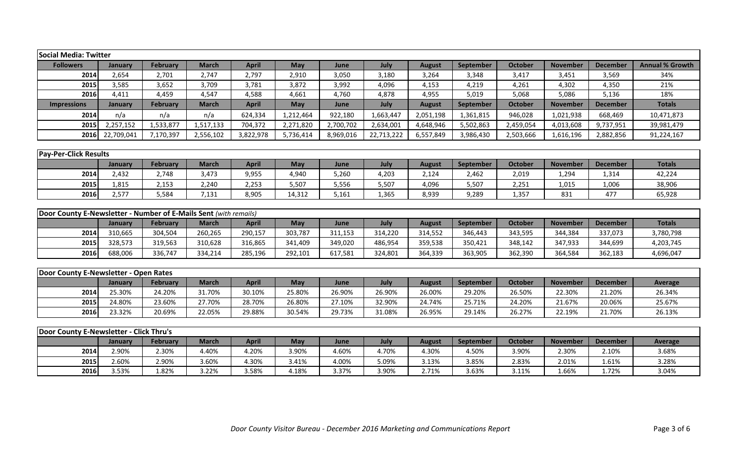## Social Media: Twitter

| Followers | January | February | March | April | May | June | July | August | September | October | November | December | Annual % Growth |
|---|---|---|---|---|---|---|---|---|---|---|---|---|---|
| 2014 | 2,654 | 2,701 | 2,747 | 2,797 | 2,910 | 3,050 | 3,180 | 3,264 | 3,348 | 3,417 | 3,451 | 3,569 | 34% |
| 2015 | 3,585 | 3,652 | 3,709 | 3,781 | 3,872 | 3,992 | 4,096 | 4,153 | 4,219 | 4,261 | 4,302 | 4,350 | 21% |
| 2016 | 4,411 | 4,459 | 4,547 | 4,588 | 4,661 | 4,760 | 4,878 | 4,955 | 5,019 | 5,068 | 5,086 | 5,136 | 18% |
| **Impressions** | **January** | **February** | **March** | **April** | **May** | **June** | **July** | **August** | **September** | **October** | **November** | **December** | **Totals** |
| 2014 | n/a | n/a | n/a | 624,334 | 1,212,464 | 922,180 | 1,663,447 | 2,051,198 | 1,361,815 | 946,028 | 1,021,938 | 668,469 | 10,471,873 |
| 2015 | 2,257,152 | 1,533,877 | 1,517,133 | 704,372 | 2,271,820 | 2,700,702 | 2,634,001 | 4,648,946 | 5,502,863 | 2,459,054 | 4,013,608 | 9,737,951 | 39,981,479 |
| 2016 | 22,709,041 | 7,170,397 | 2,556,102 | 3,822,978 | 5,736,414 | 8,969,016 | 22,713,222 | 6,557,849 | 3,986,430 | 2,503,666 | 1,616,196 | 2,882,856 | 91,224,167 |

## Pay-Per-Click Results

| | January | February | March | April | May | June | July | August | September | October | November | December | Totals |
|---|---|---|---|---|---|---|---|---|---|---|---|---|---|
| 2014 | 2,432 | 2,748 | 3,473 | 9,955 | 4,940 | 5,260 | 4,203 | 2,124 | 2,462 | 2,019 | 1,294 | 1,314 | 42,224 |
| 2015 | 1,815 | 2,153 | 2,240 | 2,253 | 5,507 | 5,556 | 5,507 | 4,096 | 5,507 | 2,251 | 1,015 | 1,006 | 38,906 |
| 2016 | 2,577 | 5,584 | 7,131 | 8,905 | 14,312 | 5,161 | 1,365 | 8,939 | 9,289 | 1,357 | 831 | 477 | 65,928 |

## Door County E-Newsletter - Number of E-Mails Sent *(with remails)*

| | January | February | March | April | May | June | July | August | September | October | November | December | Totals |
|---|---|---|---|---|---|---|---|---|---|---|---|---|---|
| 2014 | 310,665 | 304,504 | 260,265 | 290,157 | 303,787 | 311,153 | 314,220 | 314,552 | 346,443 | 343,595 | 344,384 | 337,073 | 3,780,798 |
| 2015 | 328,573 | 319,563 | 310,628 | 316,865 | 341,409 | 349,020 | 486,954 | 359,538 | 350,421 | 348,142 | 347,933 | 344,699 | 4,203,745 |
| 2016 | 688,006 | 336,747 | 334,214 | 285,196 | 292,101 | 617,581 | 324,801 | 364,339 | 363,905 | 362,390 | 364,584 | 362,183 | 4,696,047 |

## Door County E-Newsletter - Open Rates

| | January | February | March | April | May | June | July | August | September | October | November | December | Average |
|---|---|---|---|---|---|---|---|---|---|---|---|---|---|
| 2014 | 25.30% | 24.20% | 31.70% | 30.10% | 25.80% | 26.90% | 26.90% | 26.00% | 29.20% | 26.50% | 22.30% | 21.20% | 26.34% |
| 2015 | 24.80% | 23.60% | 27.70% | 28.70% | 26.80% | 27.10% | 32.90% | 24.74% | 25.71% | 24.20% | 21.67% | 20.06% | 25.67% |
| 2016 | 23.32% | 20.69% | 22.05% | 29.88% | 30.54% | 29.73% | 31.08% | 26.95% | 29.14% | 26.27% | 22.19% | 21.70% | 26.13% |

## Door County E-Newsletter - Click Thru's

| | January | February | March | April | May | June | July | August | September | October | November | December | Average |
|---|---|---|---|---|---|---|---|---|---|---|---|---|---|
| 2014 | 2.90% | 2.30% | 4.40% | 4.20% | 3.90% | 4.60% | 4.70% | 4.30% | 4.50% | 3.90% | 2.30% | 2.10% | 3.68% |
| 2015 | 2.60% | 2.90% | 3.60% | 4.30% | 3.41% | 4.00% | 5.09% | 3.13% | 3.85% | 2.83% | 2.01% | 1.61% | 3.28% |
| 2016 | 3.53% | 1.82% | 3.22% | 3.58% | 4.18% | 3.37% | 3.90% | 2.71% | 3.63% | 3.11% | 1.66% | 1.72% | 3.04% |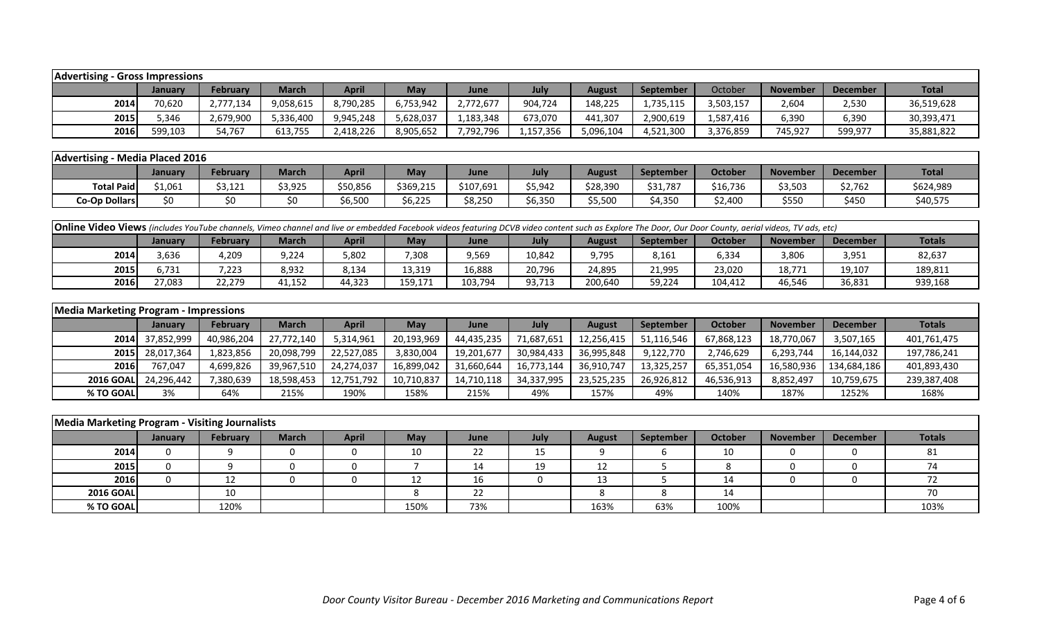| Advertising - Gross Impressions | | | | | | | | | | | | | |
|---|---|---|---|---|---|---|---|---|---|---|---|---|---|
| | January | February | March | April | May | June | July | August | September | October | November | December | Total |
| 2014 | 70,620 | 2,777,134 | 9,058,615 | 8,790,285 | 6,753,942 | 2,772,677 | 904,724 | 148,225 | 1,735,115 | 3,503,157 | 2,604 | 2,530 | 36,519,628 |
| 2015 | 5,346 | 2,679,900 | 5,336,400 | 9,945,248 | 5,628,037 | 1,183,348 | 673,070 | 441,307 | 2,900,619 | 1,587,416 | 6,390 | 6,390 | 30,393,471 |
| 2016 | 599,103 | 54,767 | 613,755 | 2,418,226 | 8,905,652 | 7,792,796 | 1,157,356 | 5,096,104 | 4,521,300 | 3,376,859 | 745,927 | 599,977 | 35,881,822 |

| Advertising - Media Placed 2016 | | | | | | | | | | | | | |
|---|---|---|---|---|---|---|---|---|---|---|---|---|---|
| | January | February | March | April | May | June | July | August | September | October | November | December | Total |
| Total Paid | $1,061 | $3,121 | $3,925 | $50,856 | $369,215 | $107,691 | $5,942 | $28,390 | $31,787 | $16,736 | $3,503 | $2,762 | $624,989 |
| Co-Op Dollars | $0 | $0 | $0 | $6,500 | $6,225 | $8,250 | $6,350 | $5,500 | $4,350 | $2,400 | $550 | $450 | $40,575 |

| **Online Video Views** *(includes YouTube channels, Vimeo channel and live or embedded Facebook videos featuring DCVB video content such as Explore The Door, Our Door County, aerial videos, TV ads, etc)* | | | | | | | | | | | | | |
|---|---|---|---|---|---|---|---|---|---|---|---|---|---|
| | January | February | March | April | May | June | July | August | September | October | November | December | Totals |
| 2014 | 3,636 | 4,209 | 9,224 | 5,802 | 7,308 | 9,569 | 10,842 | 9,795 | 8,161 | 6,334 | 3,806 | 3,951 | 82,637 |
| 2015 | 6,731 | 7,223 | 8,932 | 8,134 | 13,319 | 16,888 | 20,796 | 24,895 | 21,995 | 23,020 | 18,771 | 19,107 | 189,811 |
| 2016 | 27,083 | 22,279 | 41,152 | 44,323 | 159,171 | 103,794 | 93,713 | 200,640 | 59,224 | 104,412 | 46,546 | 36,831 | 939,168 |

| Media Marketing Program - Impressions | | | | | | | | | | | | | |
|---|---|---|---|---|---|---|---|---|---|---|---|---|---|
| | January | February | March | April | May | June | July | August | September | October | November | December | Totals |
| 2014 | 37,852,999 | 40,986,204 | 27,772,140 | 5,314,961 | 20,193,969 | 44,435,235 | 71,687,651 | 12,256,415 | 51,116,546 | 67,868,123 | 18,770,067 | 3,507,165 | 401,761,475 |
| 2015 | 28,017,364 | 1,823,856 | 20,098,799 | 22,527,085 | 3,830,004 | 19,201,677 | 30,984,433 | 36,995,848 | 9,122,770 | 2,746,629 | 6,293,744 | 16,144,032 | 197,786,241 |
| 2016 | 767,047 | 4,699,826 | 39,967,510 | 24,274,037 | 16,899,042 | 31,660,644 | 16,773,144 | 36,910,747 | 13,325,257 | 65,351,054 | 16,580,936 | 134,684,186 | 401,893,430 |
| 2016 GOAL | 24,296,442 | 7,380,639 | 18,598,453 | 12,751,792 | 10,710,837 | 14,710,118 | 34,337,995 | 23,525,235 | 26,926,812 | 46,536,913 | 8,852,497 | 10,759,675 | 239,387,408 |
| % TO GOAL | 3% | 64% | 215% | 190% | 158% | 215% | 49% | 157% | 49% | 140% | 187% | 1252% | 168% |

| Media Marketing Program - Visiting Journalists | | | | | | | | | | | | | |
|---|---|---|---|---|---|---|---|---|---|---|---|---|---|
| | January | February | March | April | May | June | July | August | September | October | November | December | Totals |
| 2014 | 0 | 9 | 0 | 0 | 10 | 22 | 15 | 9 | 6 | 10 | 0 | 0 | 81 |
| 2015 | 0 | 9 | 0 | 0 | 7 | 14 | 19 | 12 | 5 | 8 | 0 | 0 | 74 |
| 2016 | 0 | 12 | 0 | 0 | 12 | 16 | 0 | 13 | 5 | 14 | 0 | 0 | 72 |
| 2016 GOAL | | 10 | | | 8 | 22 | | 8 | 8 | 14 | | | 70 |
| % TO GOAL | | 120% | | | 150% | 73% | | 163% | 63% | 100% | | | 103% |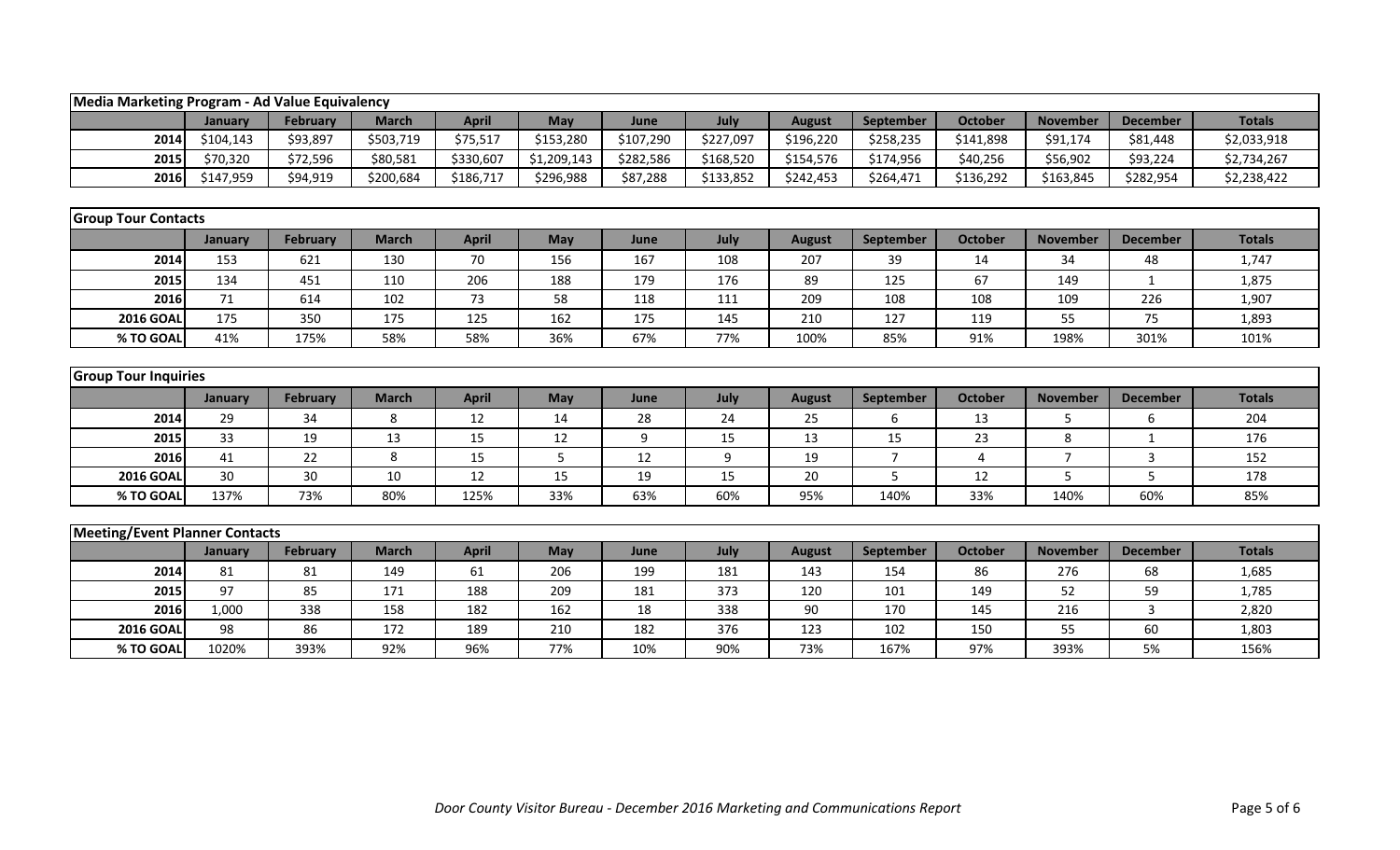| Media Marketing Program - Ad Value Equivalency | | | | | | | | | | | | | |
|---|---|---|---|---|---|---|---|---|---|---|---|---|---|
| | January | February | March | April | May | June | July | August | September | October | November | December | Totals |
| 2014 | $104,143 | $93,897 | $503,719 | $75,517 | $153,280 | $107,290 | $227,097 | $196,220 | $258,235 | $141,898 | $91,174 | $81,448 | $2,033,918 |
| 2015 | $70,320 | $72,596 | $80,581 | $330,607 | $1,209,143 | $282,586 | $168,520 | $154,576 | $174,956 | $40,256 | $56,902 | $93,224 | $2,734,267 |
| 2016 | $147,959 | $94,919 | $200,684 | $186,717 | $296,988 | $87,288 | $133,852 | $242,453 | $264,471 | $136,292 | $163,845 | $282,954 | $2,238,422 |

| Group Tour Contacts | | | | | | | | | | | | | |
|---|---|---|---|---|---|---|---|---|---|---|---|---|---|
| | January | February | March | April | May | June | July | August | September | October | November | December | Totals |
| 2014 | 153 | 621 | 130 | 70 | 156 | 167 | 108 | 207 | 39 | 14 | 34 | 48 | 1,747 |
| 2015 | 134 | 451 | 110 | 206 | 188 | 179 | 176 | 89 | 125 | 67 | 149 | 1 | 1,875 |
| 2016 | 71 | 614 | 102 | 73 | 58 | 118 | 111 | 209 | 108 | 108 | 109 | 226 | 1,907 |
| 2016 GOAL | 175 | 350 | 175 | 125 | 162 | 175 | 145 | 210 | 127 | 119 | 55 | 75 | 1,893 |
| % TO GOAL | 41% | 175% | 58% | 58% | 36% | 67% | 77% | 100% | 85% | 91% | 198% | 301% | 101% |

| Group Tour Inquiries | | | | | | | | | | | | | |
|---|---|---|---|---|---|---|---|---|---|---|---|---|---|
| | January | February | March | April | May | June | July | August | September | October | November | December | Totals |
| 2014 | 29 | 34 | 8 | 12 | 14 | 28 | 24 | 25 | 6 | 13 | 5 | 6 | 204 |
| 2015 | 33 | 19 | 13 | 15 | 12 | 9 | 15 | 13 | 15 | 23 | 8 | 1 | 176 |
| 2016 | 41 | 22 | 8 | 15 | 5 | 12 | 9 | 19 | 7 | 4 | 7 | 3 | 152 |
| 2016 GOAL | 30 | 30 | 10 | 12 | 15 | 19 | 15 | 20 | 5 | 12 | 5 | 5 | 178 |
| % TO GOAL | 137% | 73% | 80% | 125% | 33% | 63% | 60% | 95% | 140% | 33% | 140% | 60% | 85% |

| Meeting/Event Planner Contacts | | | | | | | | | | | | | |
|---|---|---|---|---|---|---|---|---|---|---|---|---|---|
| | January | February | March | April | May | June | July | August | September | October | November | December | Totals |
| 2014 | 81 | 81 | 149 | 61 | 206 | 199 | 181 | 143 | 154 | 86 | 276 | 68 | 1,685 |
| 2015 | 97 | 85 | 171 | 188 | 209 | 181 | 373 | 120 | 101 | 149 | 52 | 59 | 1,785 |
| 2016 | 1,000 | 338 | 158 | 182 | 162 | 18 | 338 | 90 | 170 | 145 | 216 | 3 | 2,820 |
| 2016 GOAL | 98 | 86 | 172 | 189 | 210 | 182 | 376 | 123 | 102 | 150 | 55 | 60 | 1,803 |
| % TO GOAL | 1020% | 393% | 92% | 96% | 77% | 10% | 90% | 73% | 167% | 97% | 393% | 5% | 156% |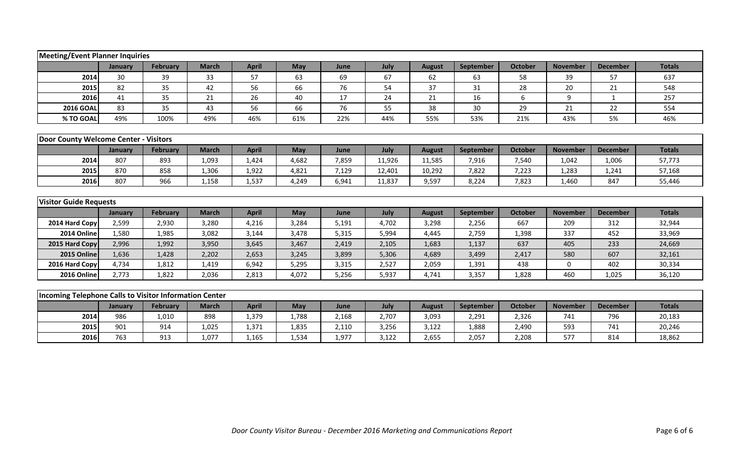## Meeting/Event Planner Inquiries

| | January | February | March | April | May | June | July | August | September | October | November | December | Totals |
|---|---|---|---|---|---|---|---|---|---|---|---|---|---|
| **2014** | 30 | 39 | 33 | 57 | 63 | 69 | 67 | 62 | 63 | 58 | 39 | 57 | 637 |
| **2015** | 82 | 35 | 42 | 56 | 66 | 76 | 54 | 37 | 31 | 28 | 20 | 21 | 548 |
| **2016** | 41 | 35 | 21 | 26 | 40 | 17 | 24 | 21 | 16 | 6 | 9 | 1 | 257 |
| **2016 GOAL** | 83 | 35 | 43 | 56 | 66 | 76 | 55 | 38 | 30 | 29 | 21 | 22 | 554 |
| **% TO GOAL** | 49% | 100% | 49% | 46% | 61% | 22% | 44% | 55% | 53% | 21% | 43% | 5% | 46% |

## Door County Welcome Center - Visitors

| | January | February | March | April | May | June | July | August | September | October | November | December | Totals |
|---|---|---|---|---|---|---|---|---|---|---|---|---|---|
| **2014** | 807 | 893 | 1,093 | 1,424 | 4,682 | 7,859 | 11,926 | 11,585 | 7,916 | 7,540 | 1,042 | 1,006 | 57,773 |
| **2015** | 870 | 858 | 1,306 | 1,922 | 4,821 | 7,129 | 12,401 | 10,292 | 7,822 | 7,223 | 1,283 | 1,241 | 57,168 |
| **2016** | 807 | 966 | 1,158 | 1,537 | 4,249 | 6,941 | 11,837 | 9,597 | 8,224 | 7,823 | 1,460 | 847 | 55,446 |

## Visitor Guide Requests

| | January | February | March | April | May | June | July | August | September | October | November | December | Totals |
|---|---|---|---|---|---|---|---|---|---|---|---|---|---|
| **2014 Hard Copy** | 2,599 | 2,930 | 3,280 | 4,216 | 3,284 | 5,191 | 4,702 | 3,298 | 2,256 | 667 | 209 | 312 | 32,944 |
| **2014 Online** | 1,580 | 1,985 | 3,082 | 3,144 | 3,478 | 5,315 | 5,994 | 4,445 | 2,759 | 1,398 | 337 | 452 | 33,969 |
| **2015 Hard Copy** | 2,996 | 1,992 | 3,950 | 3,645 | 3,467 | 2,419 | 2,105 | 1,683 | 1,137 | 637 | 405 | 233 | 24,669 |
| **2015 Online** | 1,636 | 1,428 | 2,202 | 2,653 | 3,245 | 3,899 | 5,306 | 4,689 | 3,499 | 2,417 | 580 | 607 | 32,161 |
| **2016 Hard Copy** | 4,734 | 1,812 | 1,419 | 6,942 | 5,295 | 3,315 | 2,527 | 2,059 | 1,391 | 438 | 0 | 402 | 30,334 |
| **2016 Online** | 2,773 | 1,822 | 2,036 | 2,813 | 4,072 | 5,256 | 5,937 | 4,741 | 3,357 | 1,828 | 460 | 1,025 | 36,120 |

## Incoming Telephone Calls to Visitor Information Center

| | January | February | March | April | May | June | July | August | September | October | November | December | Totals |
|---|---|---|---|---|---|---|---|---|---|---|---|---|---|
| **2014** | 986 | 1,010 | 898 | 1,379 | 1,788 | 2,168 | 2,707 | 3,093 | 2,291 | 2,326 | 741 | 796 | 20,183 |
| **2015** | 901 | 914 | 1,025 | 1,371 | 1,835 | 2,110 | 3,256 | 3,122 | 1,888 | 2,490 | 593 | 741 | 20,246 |
| **2016** | 763 | 913 | 1,077 | 1,165 | 1,534 | 1,977 | 3,122 | 2,655 | 2,057 | 2,208 | 577 | 814 | 18,862 |